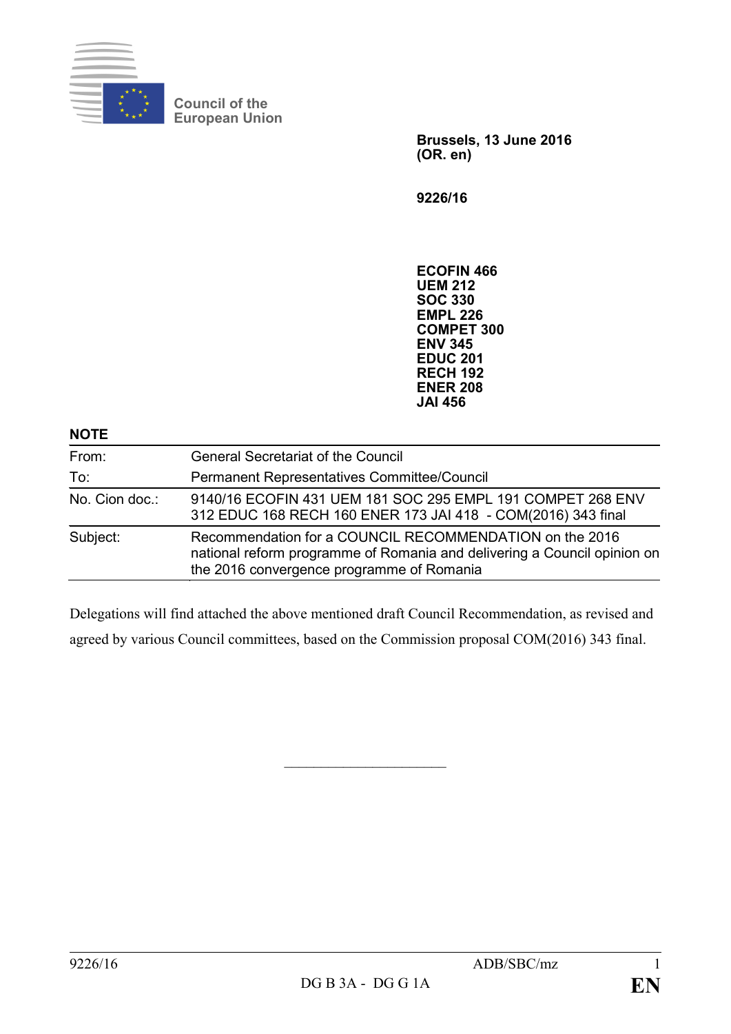Council of the European Union

**Brussels, 13 June 2016**
**(OR. en)**

**9226/16**

**ECOFIN 466**
**UEM 212**
**SOC 330**
**EMPL 226**
**COMPET 300**
**ENV 345**
**EDUC 201**
**RECH 192**
**ENER 208**
**JAI 456**

**NOTE**

| | |
|---|---|
| From: | General Secretariat of the Council |
| To: | Permanent Representatives Committee/Council |
| No. Cion doc.: | 9140/16 ECOFIN 431 UEM 181 SOC 295 EMPL 191 COMPET 268 ENV 312 EDUC 168 RECH 160 ENER 173 JAI 418 - COM(2016) 343 final |
| Subject: | Recommendation for a COUNCIL RECOMMENDATION on the 2016 national reform programme of Romania and delivering a Council opinion on the 2016 convergence programme of Romania |

Delegations will find attached the above mentioned draft Council Recommendation, as revised and agreed by various Council committees, based on the Commission proposal COM(2016) 343 final.

\_\_\_\_\_\_\_\_\_\_\_\_\_\_\_\_\_\_\_\_\_\_\_\_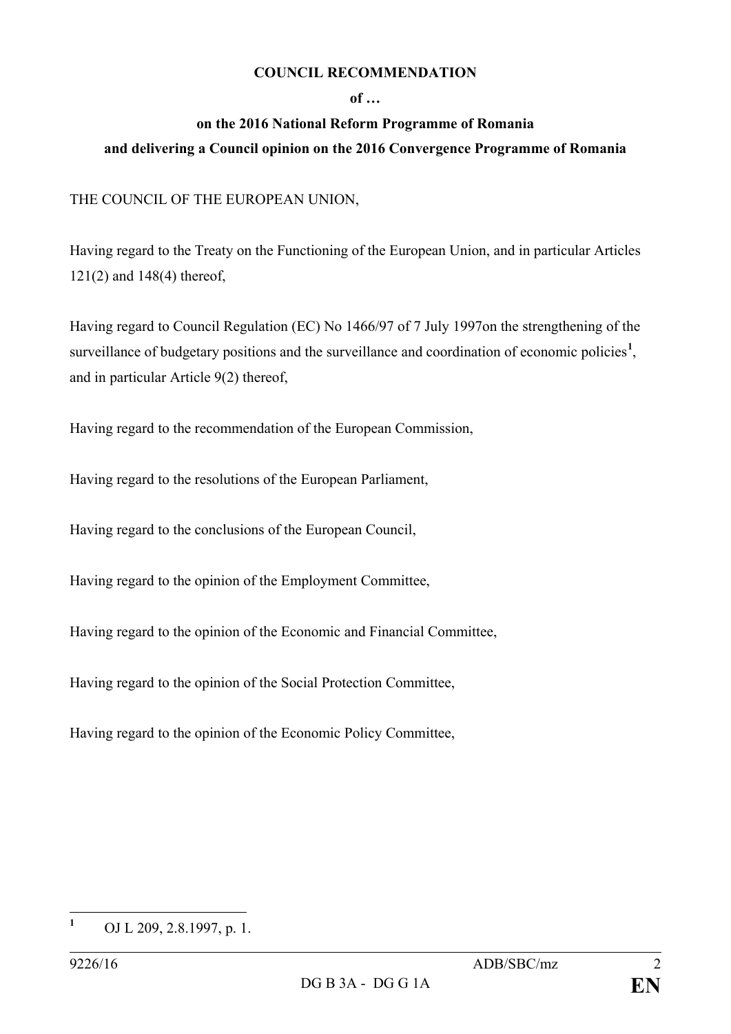**COUNCIL RECOMMENDATION**

**of …**

**on the 2016 National Reform Programme of Romania**
**and delivering a Council opinion on the 2016 Convergence Programme of Romania**

THE COUNCIL OF THE EUROPEAN UNION,

Having regard to the Treaty on the Functioning of the European Union, and in particular Articles 121(2) and 148(4) thereof,

Having regard to Council Regulation (EC) No 1466/97 of 7 July 1997on the strengthening of the surveillance of budgetary positions and the surveillance and coordination of economic policies[1], and in particular Article 9(2) thereof,

Having regard to the recommendation of the European Commission,

Having regard to the resolutions of the European Parliament,

Having regard to the conclusions of the European Council,

Having regard to the opinion of the Employment Committee,

Having regard to the opinion of the Economic and Financial Committee,

Having regard to the opinion of the Social Protection Committee,

Having regard to the opinion of the Economic Policy Committee,

---

[1] OJ L 209, 2.8.1997, p. 1.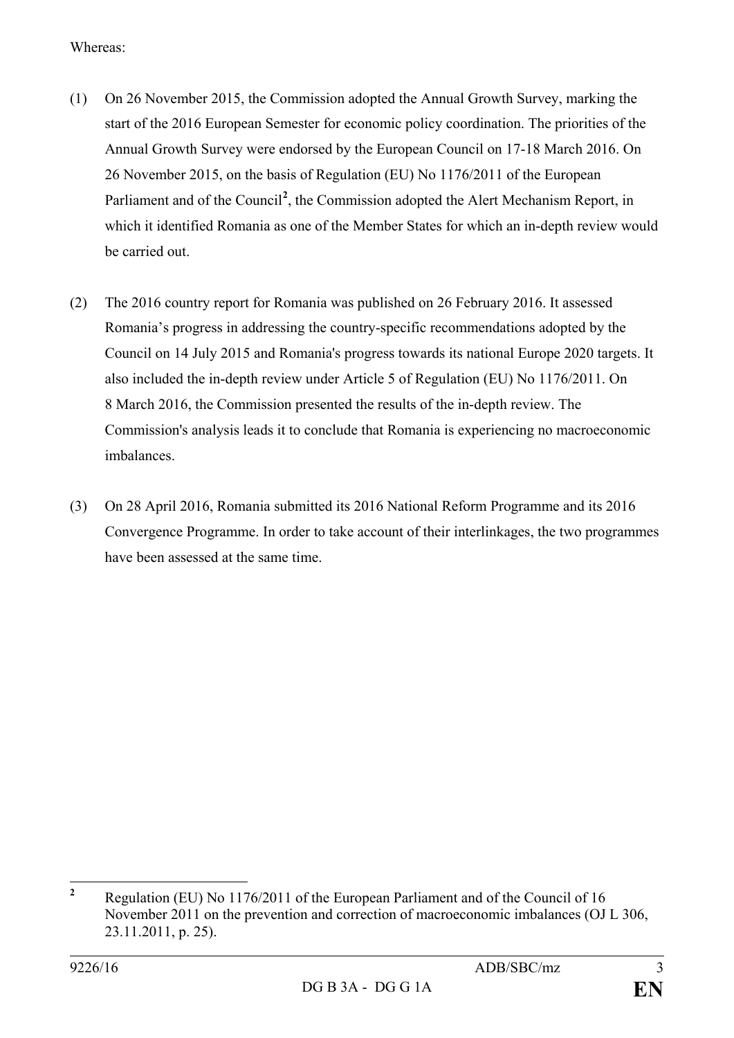Whereas:

(1) On 26 November 2015, the Commission adopted the Annual Growth Survey, marking the start of the 2016 European Semester for economic policy coordination. The priorities of the Annual Growth Survey were endorsed by the European Council on 17-18 March 2016. On 26 November 2015, on the basis of Regulation (EU) No 1176/2011 of the European Parliament and of the Council[2], the Commission adopted the Alert Mechanism Report, in which it identified Romania as one of the Member States for which an in-depth review would be carried out.

(2) The 2016 country report for Romania was published on 26 February 2016. It assessed Romania's progress in addressing the country-specific recommendations adopted by the Council on 14 July 2015 and Romania's progress towards its national Europe 2020 targets. It also included the in-depth review under Article 5 of Regulation (EU) No 1176/2011. On 8 March 2016, the Commission presented the results of the in-depth review. The Commission's analysis leads it to conclude that Romania is experiencing no macroeconomic imbalances.

(3) On 28 April 2016, Romania submitted its 2016 National Reform Programme and its 2016 Convergence Programme. In order to take account of their interlinkages, the two programmes have been assessed at the same time.

---

[2] Regulation (EU) No 1176/2011 of the European Parliament and of the Council of 16 November 2011 on the prevention and correction of macroeconomic imbalances (OJ L 306, 23.11.2011, p. 25).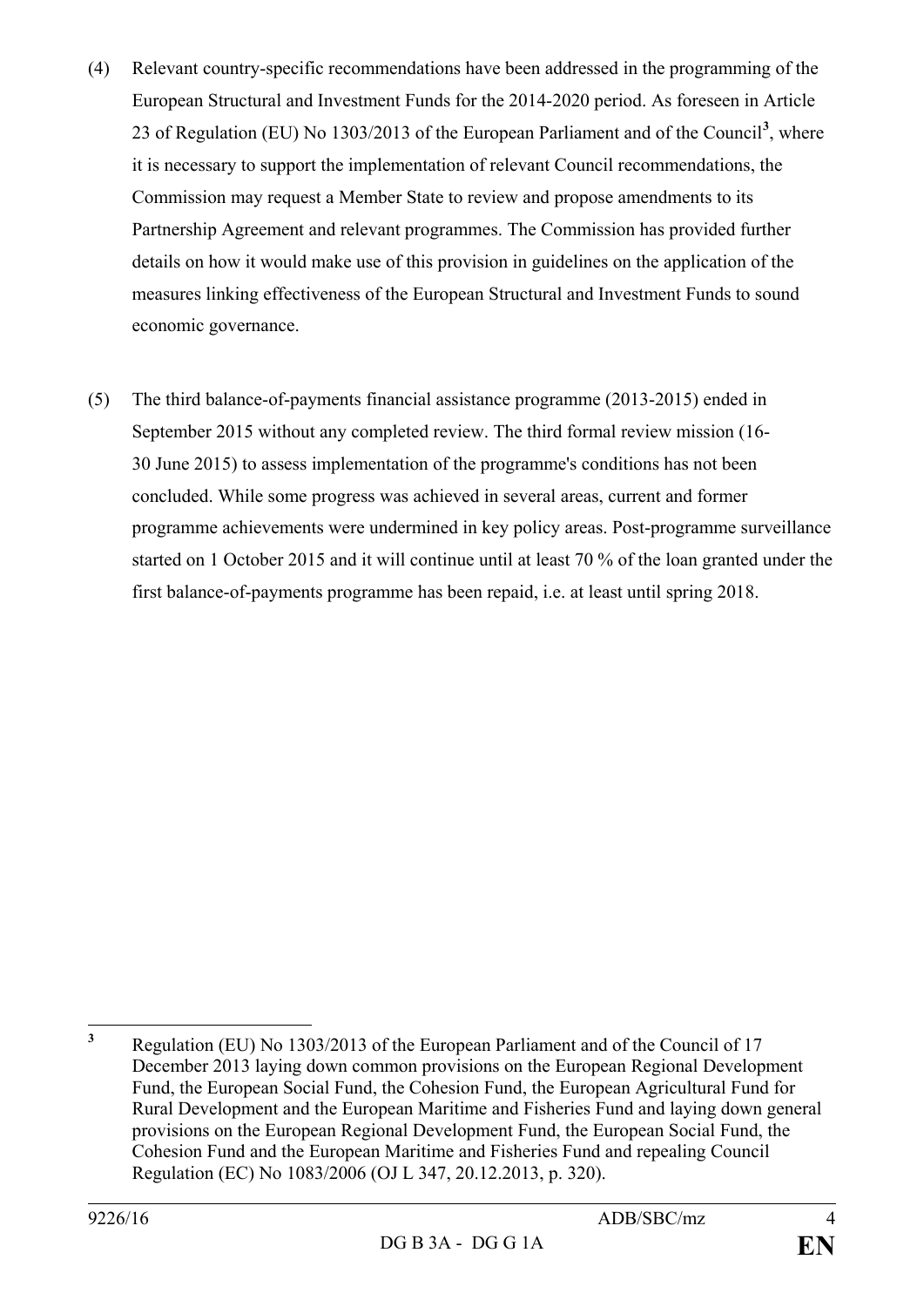(4) Relevant country-specific recommendations have been addressed in the programming of the European Structural and Investment Funds for the 2014-2020 period. As foreseen in Article 23 of Regulation (EU) No 1303/2013 of the European Parliament and of the Council[3], where it is necessary to support the implementation of relevant Council recommendations, the Commission may request a Member State to review and propose amendments to its Partnership Agreement and relevant programmes. The Commission has provided further details on how it would make use of this provision in guidelines on the application of the measures linking effectiveness of the European Structural and Investment Funds to sound economic governance.

(5) The third balance-of-payments financial assistance programme (2013-2015) ended in September 2015 without any completed review. The third formal review mission (16-30 June 2015) to assess implementation of the programme's conditions has not been concluded. While some progress was achieved in several areas, current and former programme achievements were undermined in key policy areas. Post-programme surveillance started on 1 October 2015 and it will continue until at least 70 % of the loan granted under the first balance-of-payments programme has been repaid, i.e. at least until spring 2018.

---

[3] Regulation (EU) No 1303/2013 of the European Parliament and of the Council of 17 December 2013 laying down common provisions on the European Regional Development Fund, the European Social Fund, the Cohesion Fund, the European Agricultural Fund for Rural Development and the European Maritime and Fisheries Fund and laying down general provisions on the European Regional Development Fund, the European Social Fund, the Cohesion Fund and the European Maritime and Fisheries Fund and repealing Council Regulation (EC) No 1083/2006 (OJ L 347, 20.12.2013, p. 320).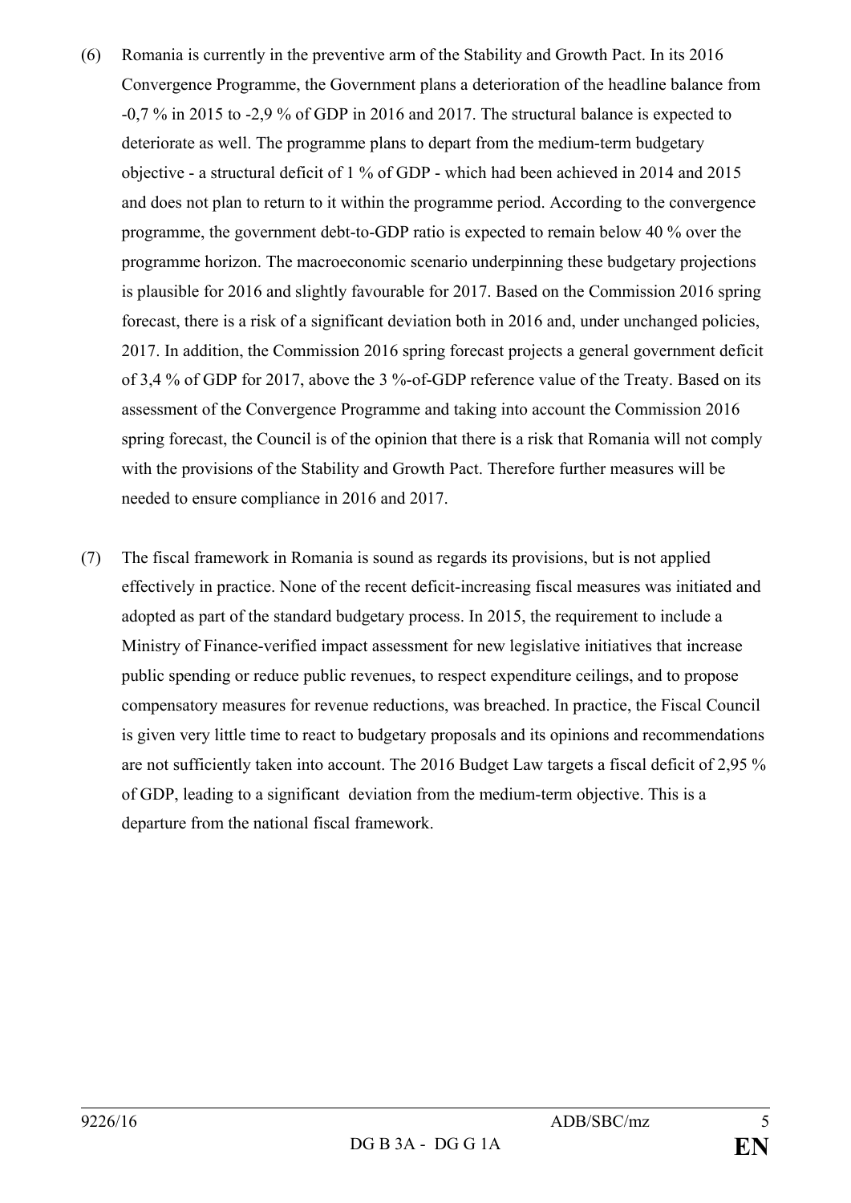(6) Romania is currently in the preventive arm of the Stability and Growth Pact. In its 2016 Convergence Programme, the Government plans a deterioration of the headline balance from -0,7 % in 2015 to -2,9 % of GDP in 2016 and 2017. The structural balance is expected to deteriorate as well. The programme plans to depart from the medium-term budgetary objective - a structural deficit of 1 % of GDP - which had been achieved in 2014 and 2015 and does not plan to return to it within the programme period. According to the convergence programme, the government debt-to-GDP ratio is expected to remain below 40 % over the programme horizon. The macroeconomic scenario underpinning these budgetary projections is plausible for 2016 and slightly favourable for 2017. Based on the Commission 2016 spring forecast, there is a risk of a significant deviation both in 2016 and, under unchanged policies, 2017. In addition, the Commission 2016 spring forecast projects a general government deficit of 3,4 % of GDP for 2017, above the 3 %-of-GDP reference value of the Treaty. Based on its assessment of the Convergence Programme and taking into account the Commission 2016 spring forecast, the Council is of the opinion that there is a risk that Romania will not comply with the provisions of the Stability and Growth Pact. Therefore further measures will be needed to ensure compliance in 2016 and 2017.

(7) The fiscal framework in Romania is sound as regards its provisions, but is not applied effectively in practice. None of the recent deficit-increasing fiscal measures was initiated and adopted as part of the standard budgetary process. In 2015, the requirement to include a Ministry of Finance-verified impact assessment for new legislative initiatives that increase public spending or reduce public revenues, to respect expenditure ceilings, and to propose compensatory measures for revenue reductions, was breached. In practice, the Fiscal Council is given very little time to react to budgetary proposals and its opinions and recommendations are not sufficiently taken into account. The 2016 Budget Law targets a fiscal deficit of 2,95 % of GDP, leading to a significant deviation from the medium-term objective. This is a departure from the national fiscal framework.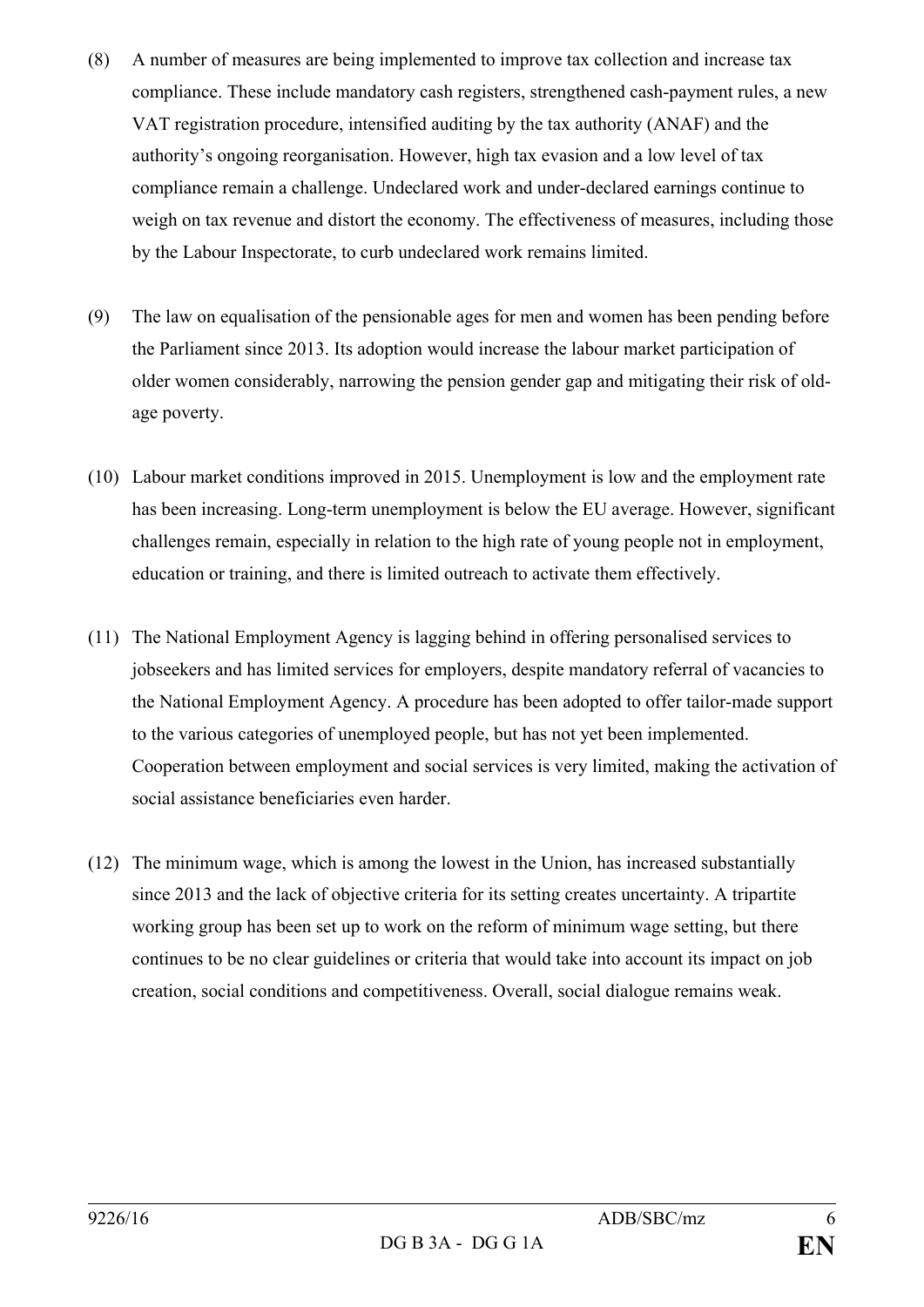(8) A number of measures are being implemented to improve tax collection and increase tax compliance. These include mandatory cash registers, strengthened cash-payment rules, a new VAT registration procedure, intensified auditing by the tax authority (ANAF) and the authority's ongoing reorganisation. However, high tax evasion and a low level of tax compliance remain a challenge. Undeclared work and under-declared earnings continue to weigh on tax revenue and distort the economy. The effectiveness of measures, including those by the Labour Inspectorate, to curb undeclared work remains limited.

(9) The law on equalisation of the pensionable ages for men and women has been pending before the Parliament since 2013. Its adoption would increase the labour market participation of older women considerably, narrowing the pension gender gap and mitigating their risk of old-age poverty.

(10) Labour market conditions improved in 2015. Unemployment is low and the employment rate has been increasing. Long-term unemployment is below the EU average. However, significant challenges remain, especially in relation to the high rate of young people not in employment, education or training, and there is limited outreach to activate them effectively.

(11) The National Employment Agency is lagging behind in offering personalised services to jobseekers and has limited services for employers, despite mandatory referral of vacancies to the National Employment Agency. A procedure has been adopted to offer tailor-made support to the various categories of unemployed people, but has not yet been implemented. Cooperation between employment and social services is very limited, making the activation of social assistance beneficiaries even harder.

(12) The minimum wage, which is among the lowest in the Union, has increased substantially since 2013 and the lack of objective criteria for its setting creates uncertainty. A tripartite working group has been set up to work on the reform of minimum wage setting, but there continues to be no clear guidelines or criteria that would take into account its impact on job creation, social conditions and competitiveness. Overall, social dialogue remains weak.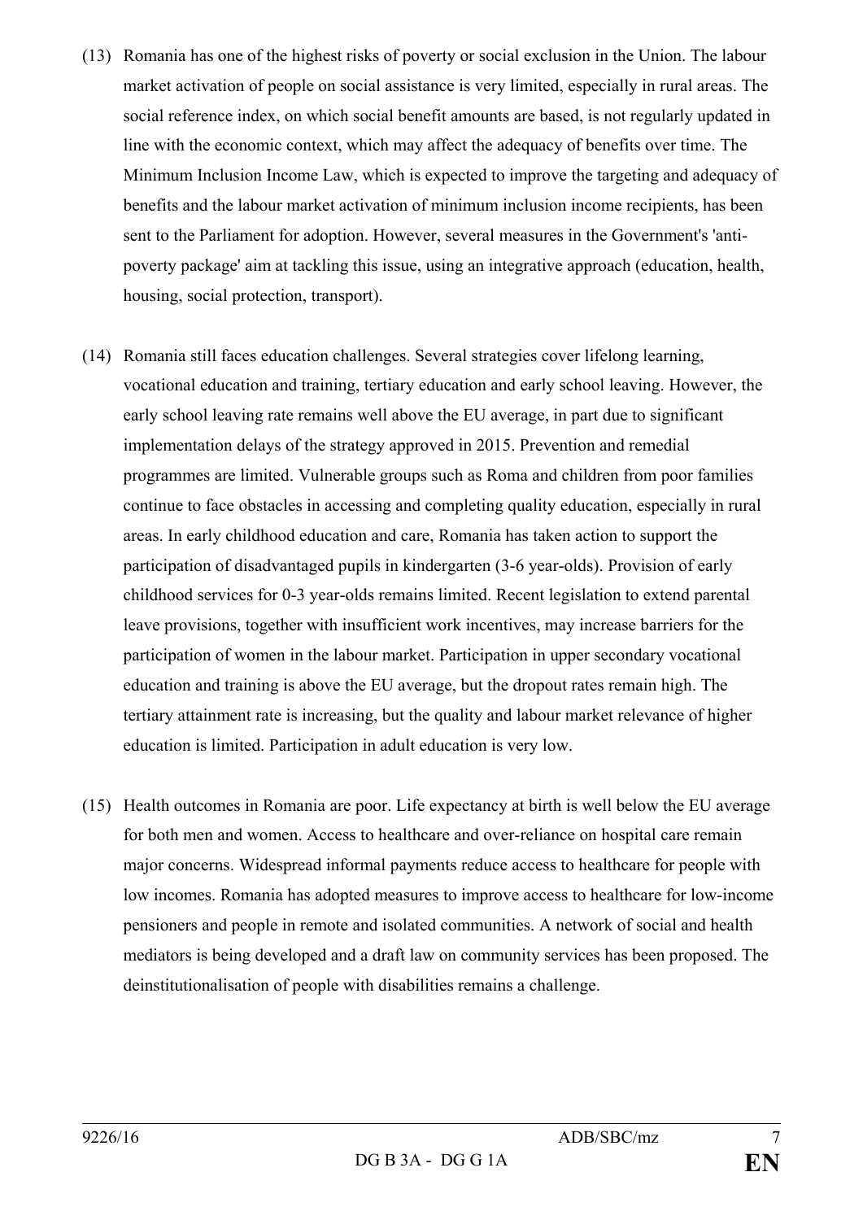(13) Romania has one of the highest risks of poverty or social exclusion in the Union. The labour market activation of people on social assistance is very limited, especially in rural areas. The social reference index, on which social benefit amounts are based, is not regularly updated in line with the economic context, which may affect the adequacy of benefits over time. The Minimum Inclusion Income Law, which is expected to improve the targeting and adequacy of benefits and the labour market activation of minimum inclusion income recipients, has been sent to the Parliament for adoption. However, several measures in the Government's 'anti-poverty package' aim at tackling this issue, using an integrative approach (education, health, housing, social protection, transport).

(14) Romania still faces education challenges. Several strategies cover lifelong learning, vocational education and training, tertiary education and early school leaving. However, the early school leaving rate remains well above the EU average, in part due to significant implementation delays of the strategy approved in 2015. Prevention and remedial programmes are limited. Vulnerable groups such as Roma and children from poor families continue to face obstacles in accessing and completing quality education, especially in rural areas. In early childhood education and care, Romania has taken action to support the participation of disadvantaged pupils in kindergarten (3-6 year-olds). Provision of early childhood services for 0-3 year-olds remains limited. Recent legislation to extend parental leave provisions, together with insufficient work incentives, may increase barriers for the participation of women in the labour market. Participation in upper secondary vocational education and training is above the EU average, but the dropout rates remain high. The tertiary attainment rate is increasing, but the quality and labour market relevance of higher education is limited. Participation in adult education is very low.

(15) Health outcomes in Romania are poor. Life expectancy at birth is well below the EU average for both men and women. Access to healthcare and over-reliance on hospital care remain major concerns. Widespread informal payments reduce access to healthcare for people with low incomes. Romania has adopted measures to improve access to healthcare for low-income pensioners and people in remote and isolated communities. A network of social and health mediators is being developed and a draft law on community services has been proposed. The deinstitutionalisation of people with disabilities remains a challenge.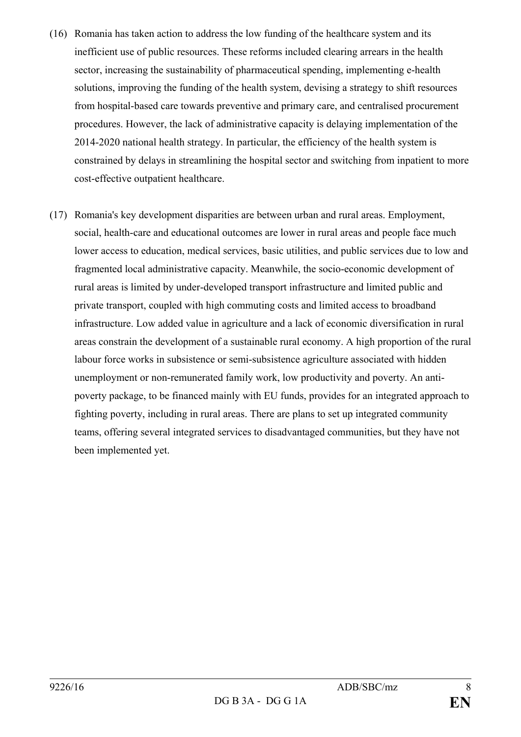(16) Romania has taken action to address the low funding of the healthcare system and its inefficient use of public resources. These reforms included clearing arrears in the health sector, increasing the sustainability of pharmaceutical spending, implementing e-health solutions, improving the funding of the health system, devising a strategy to shift resources from hospital-based care towards preventive and primary care, and centralised procurement procedures. However, the lack of administrative capacity is delaying implementation of the 2014-2020 national health strategy. In particular, the efficiency of the health system is constrained by delays in streamlining the hospital sector and switching from inpatient to more cost-effective outpatient healthcare.

(17) Romania's key development disparities are between urban and rural areas. Employment, social, health-care and educational outcomes are lower in rural areas and people face much lower access to education, medical services, basic utilities, and public services due to low and fragmented local administrative capacity. Meanwhile, the socio-economic development of rural areas is limited by under-developed transport infrastructure and limited public and private transport, coupled with high commuting costs and limited access to broadband infrastructure. Low added value in agriculture and a lack of economic diversification in rural areas constrain the development of a sustainable rural economy. A high proportion of the rural labour force works in subsistence or semi-subsistence agriculture associated with hidden unemployment or non-remunerated family work, low productivity and poverty. An anti-poverty package, to be financed mainly with EU funds, provides for an integrated approach to fighting poverty, including in rural areas. There are plans to set up integrated community teams, offering several integrated services to disadvantaged communities, but they have not been implemented yet.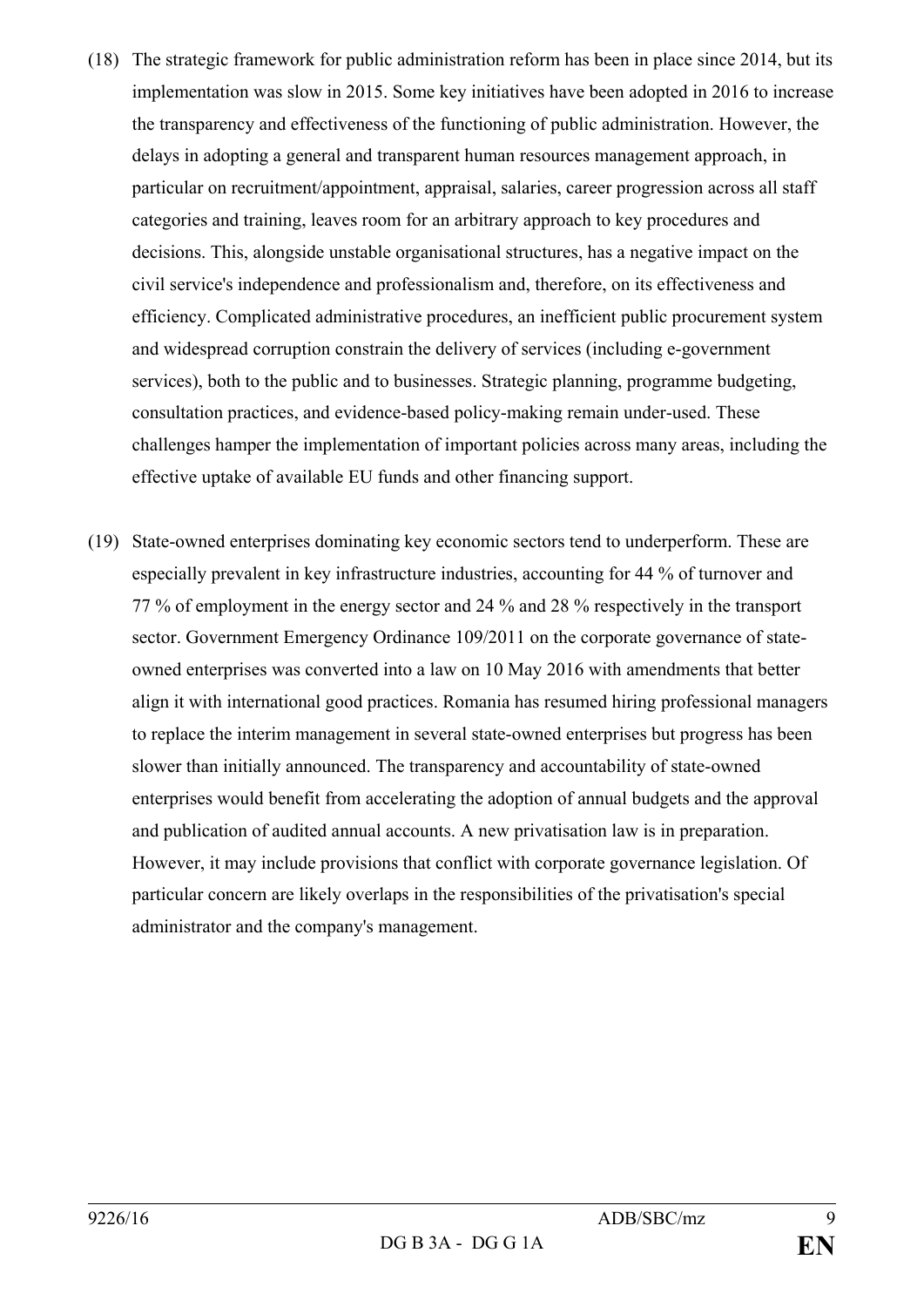(18) The strategic framework for public administration reform has been in place since 2014, but its implementation was slow in 2015. Some key initiatives have been adopted in 2016 to increase the transparency and effectiveness of the functioning of public administration. However, the delays in adopting a general and transparent human resources management approach, in particular on recruitment/appointment, appraisal, salaries, career progression across all staff categories and training, leaves room for an arbitrary approach to key procedures and decisions. This, alongside unstable organisational structures, has a negative impact on the civil service's independence and professionalism and, therefore, on its effectiveness and efficiency. Complicated administrative procedures, an inefficient public procurement system and widespread corruption constrain the delivery of services (including e-government services), both to the public and to businesses. Strategic planning, programme budgeting, consultation practices, and evidence-based policy-making remain under-used. These challenges hamper the implementation of important policies across many areas, including the effective uptake of available EU funds and other financing support.

(19) State-owned enterprises dominating key economic sectors tend to underperform. These are especially prevalent in key infrastructure industries, accounting for 44 % of turnover and 77 % of employment in the energy sector and 24 % and 28 % respectively in the transport sector. Government Emergency Ordinance 109/2011 on the corporate governance of state-owned enterprises was converted into a law on 10 May 2016 with amendments that better align it with international good practices. Romania has resumed hiring professional managers to replace the interim management in several state-owned enterprises but progress has been slower than initially announced. The transparency and accountability of state-owned enterprises would benefit from accelerating the adoption of annual budgets and the approval and publication of audited annual accounts. A new privatisation law is in preparation. However, it may include provisions that conflict with corporate governance legislation. Of particular concern are likely overlaps in the responsibilities of the privatisation's special administrator and the company's management.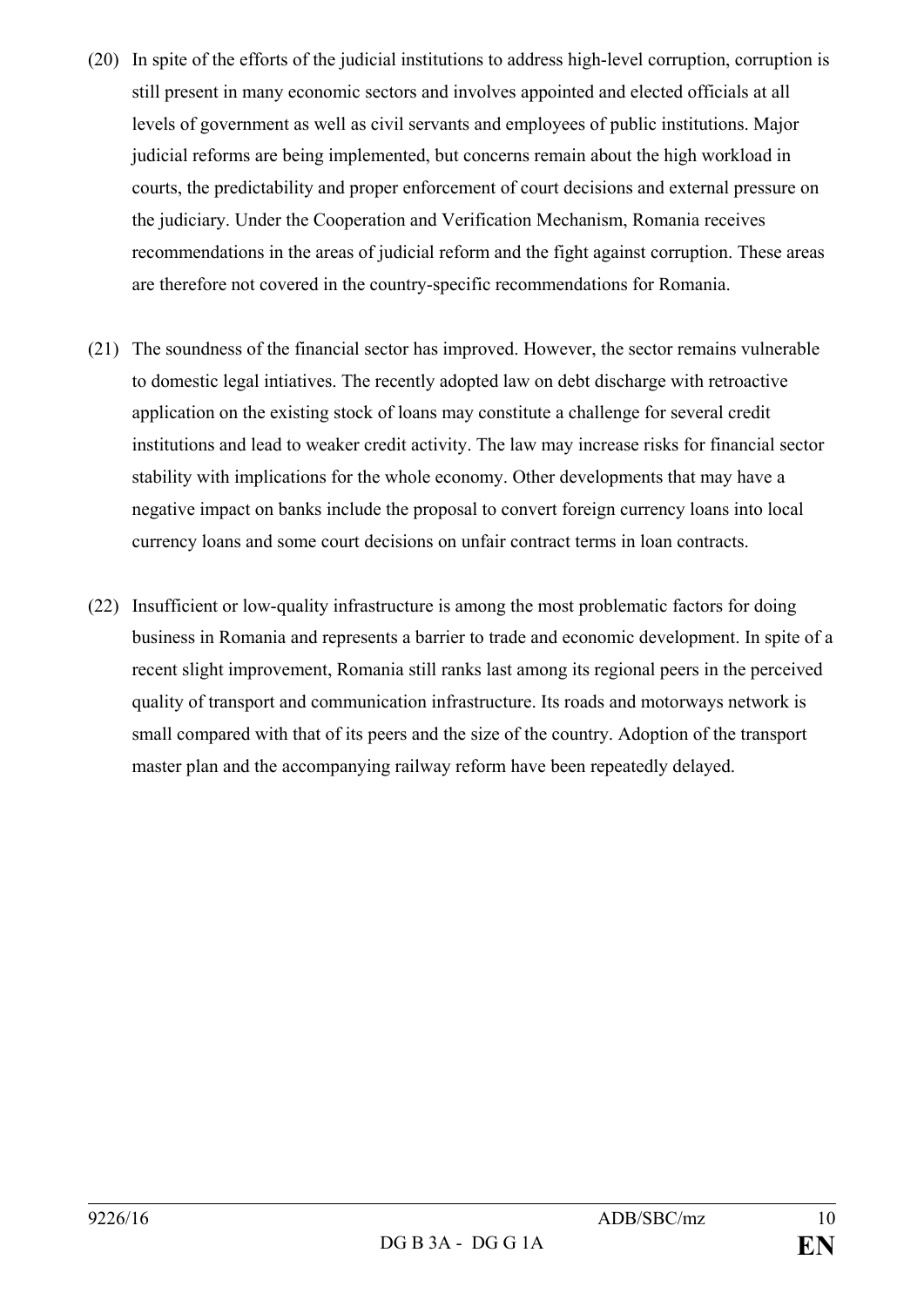(20) In spite of the efforts of the judicial institutions to address high-level corruption, corruption is still present in many economic sectors and involves appointed and elected officials at all levels of government as well as civil servants and employees of public institutions. Major judicial reforms are being implemented, but concerns remain about the high workload in courts, the predictability and proper enforcement of court decisions and external pressure on the judiciary. Under the Cooperation and Verification Mechanism, Romania receives recommendations in the areas of judicial reform and the fight against corruption. These areas are therefore not covered in the country-specific recommendations for Romania.

(21) The soundness of the financial sector has improved. However, the sector remains vulnerable to domestic legal intiatives. The recently adopted law on debt discharge with retroactive application on the existing stock of loans may constitute a challenge for several credit institutions and lead to weaker credit activity. The law may increase risks for financial sector stability with implications for the whole economy. Other developments that may have a negative impact on banks include the proposal to convert foreign currency loans into local currency loans and some court decisions on unfair contract terms in loan contracts.

(22) Insufficient or low-quality infrastructure is among the most problematic factors for doing business in Romania and represents a barrier to trade and economic development. In spite of a recent slight improvement, Romania still ranks last among its regional peers in the perceived quality of transport and communication infrastructure. Its roads and motorways network is small compared with that of its peers and the size of the country. Adoption of the transport master plan and the accompanying railway reform have been repeatedly delayed.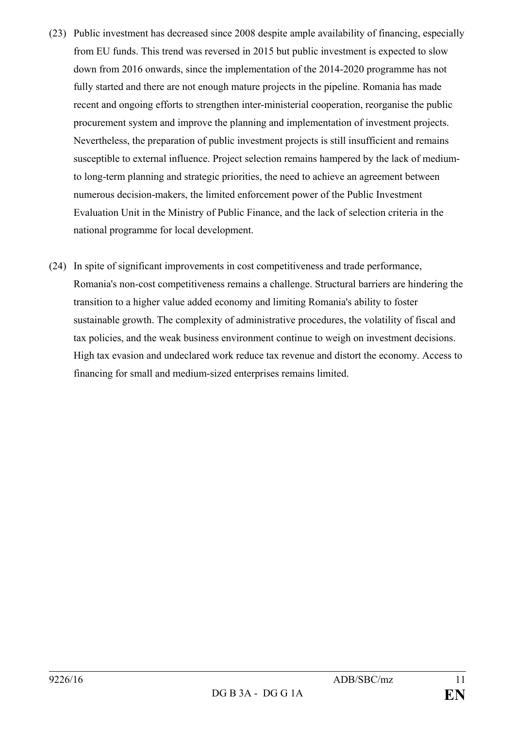(23) Public investment has decreased since 2008 despite ample availability of financing, especially from EU funds. This trend was reversed in 2015 but public investment is expected to slow down from 2016 onwards, since the implementation of the 2014-2020 programme has not fully started and there are not enough mature projects in the pipeline. Romania has made recent and ongoing efforts to strengthen inter-ministerial cooperation, reorganise the public procurement system and improve the planning and implementation of investment projects. Nevertheless, the preparation of public investment projects is still insufficient and remains susceptible to external influence. Project selection remains hampered by the lack of medium-to long-term planning and strategic priorities, the need to achieve an agreement between numerous decision-makers, the limited enforcement power of the Public Investment Evaluation Unit in the Ministry of Public Finance, and the lack of selection criteria in the national programme for local development.

(24) In spite of significant improvements in cost competitiveness and trade performance, Romania's non-cost competitiveness remains a challenge. Structural barriers are hindering the transition to a higher value added economy and limiting Romania's ability to foster sustainable growth. The complexity of administrative procedures, the volatility of fiscal and tax policies, and the weak business environment continue to weigh on investment decisions. High tax evasion and undeclared work reduce tax revenue and distort the economy. Access to financing for small and medium-sized enterprises remains limited.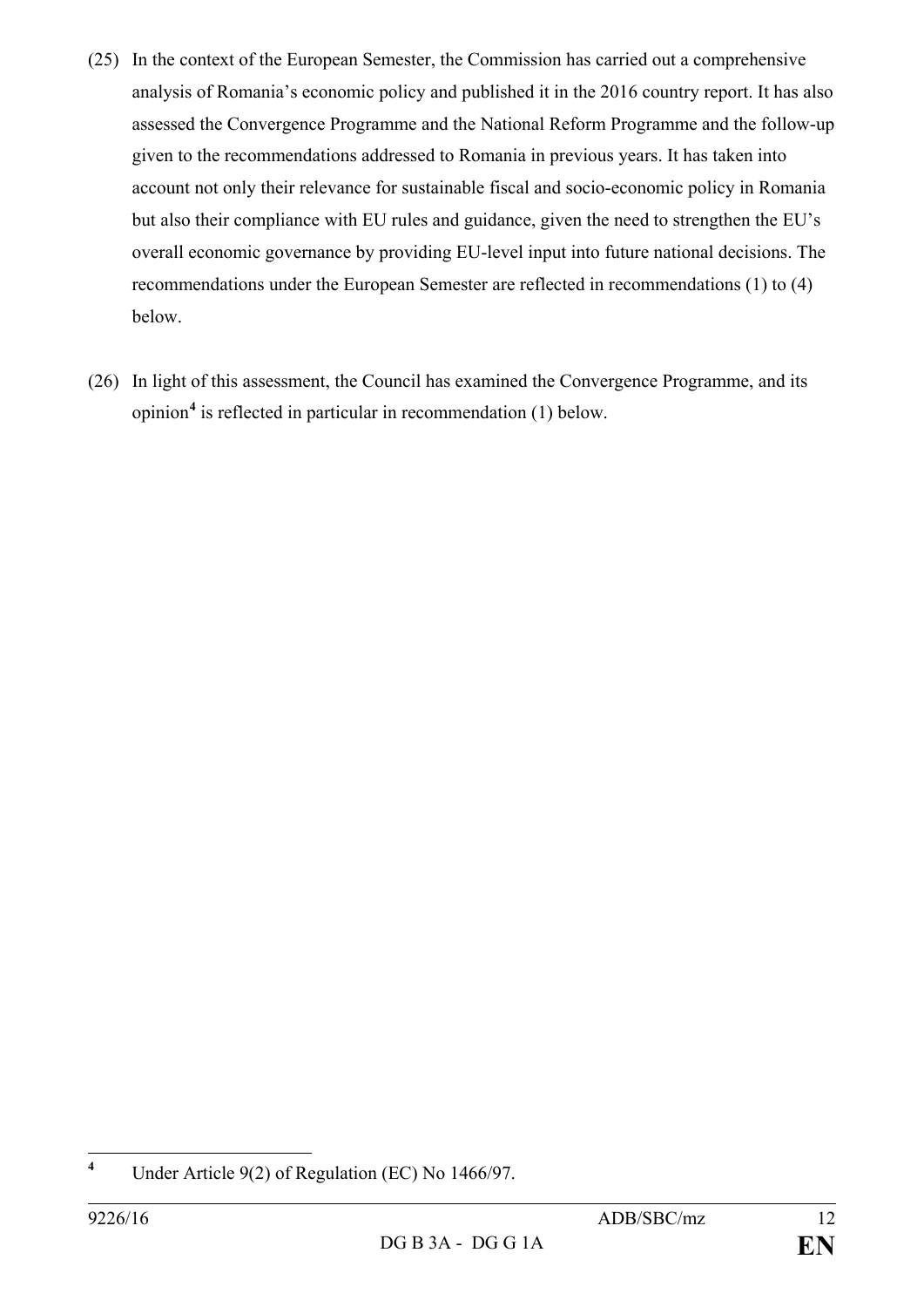(25) In the context of the European Semester, the Commission has carried out a comprehensive analysis of Romania's economic policy and published it in the 2016 country report. It has also assessed the Convergence Programme and the National Reform Programme and the follow-up given to the recommendations addressed to Romania in previous years. It has taken into account not only their relevance for sustainable fiscal and socio-economic policy in Romania but also their compliance with EU rules and guidance, given the need to strengthen the EU's overall economic governance by providing EU-level input into future national decisions. The recommendations under the European Semester are reflected in recommendations (1) to (4) below.

(26) In light of this assessment, the Council has examined the Convergence Programme, and its opinion[4] is reflected in particular in recommendation (1) below.

---

[4] Under Article 9(2) of Regulation (EC) No 1466/97.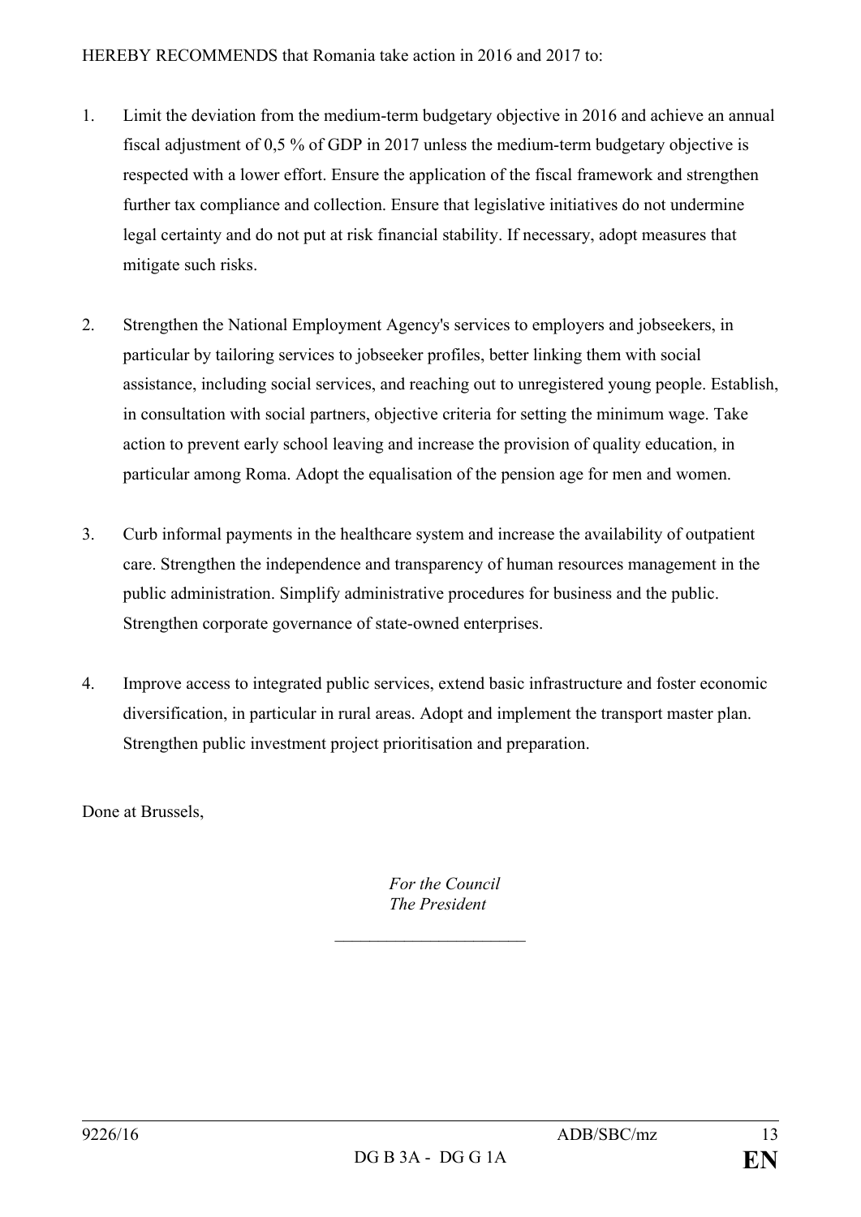HEREBY RECOMMENDS that Romania take action in 2016 and 2017 to:

1. Limit the deviation from the medium-term budgetary objective in 2016 and achieve an annual fiscal adjustment of 0,5 % of GDP in 2017 unless the medium-term budgetary objective is respected with a lower effort. Ensure the application of the fiscal framework and strengthen further tax compliance and collection. Ensure that legislative initiatives do not undermine legal certainty and do not put at risk financial stability. If necessary, adopt measures that mitigate such risks.

2. Strengthen the National Employment Agency's services to employers and jobseekers, in particular by tailoring services to jobseeker profiles, better linking them with social assistance, including social services, and reaching out to unregistered young people. Establish, in consultation with social partners, objective criteria for setting the minimum wage. Take action to prevent early school leaving and increase the provision of quality education, in particular among Roma. Adopt the equalisation of the pension age for men and women.

3. Curb informal payments in the healthcare system and increase the availability of outpatient care. Strengthen the independence and transparency of human resources management in the public administration. Simplify administrative procedures for business and the public. Strengthen corporate governance of state-owned enterprises.

4. Improve access to integrated public services, extend basic infrastructure and foster economic diversification, in particular in rural areas. Adopt and implement the transport master plan. Strengthen public investment project prioritisation and preparation.

Done at Brussels,

*For the Council*
*The President*